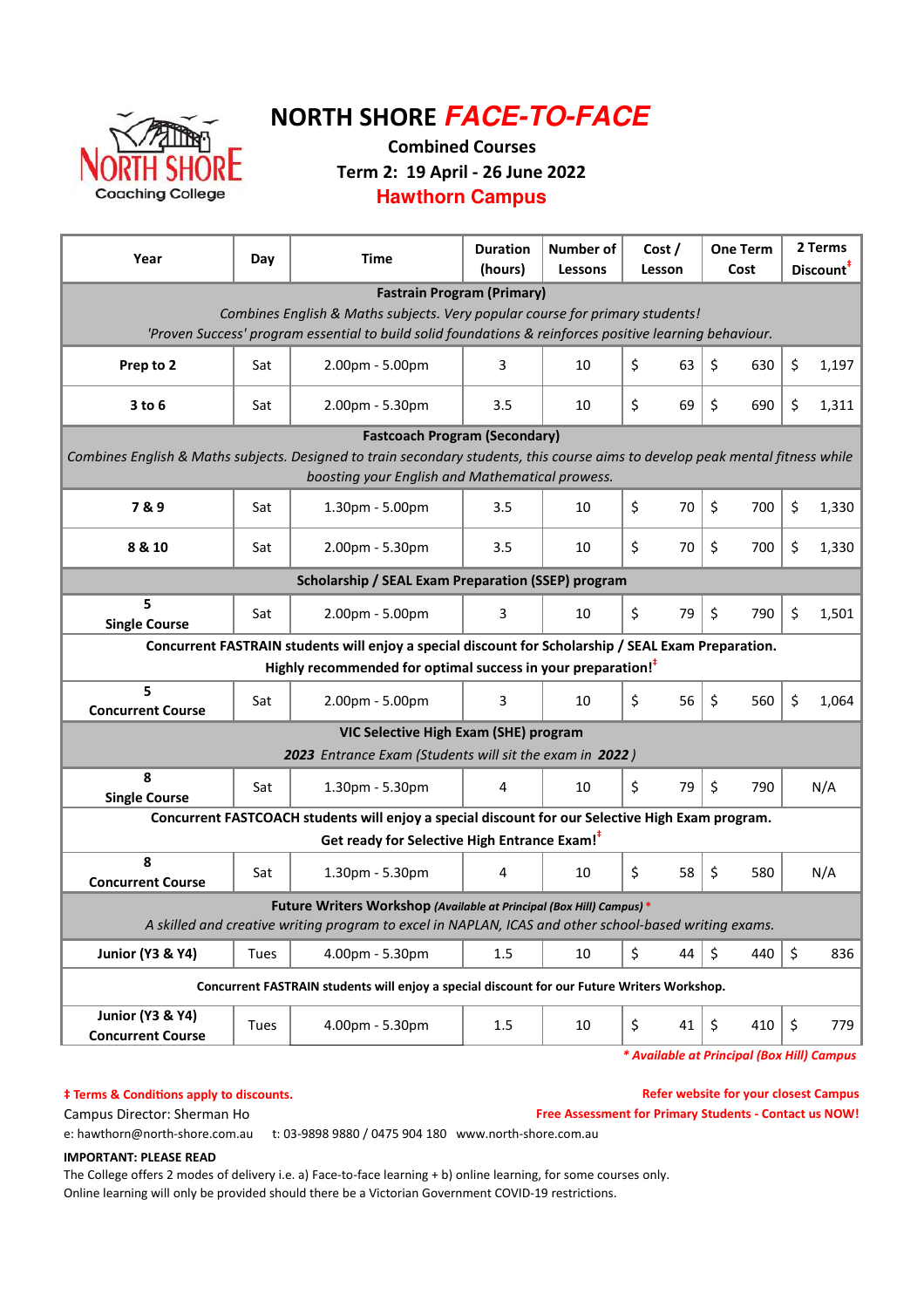NORTH SHORE Coaching College

# NORTH SHORE *FACE-TO-FACE*

**Combined Courses**

**Term 2: 19 April - 26 June 2022**

**Hawthorn Campus**

| Year | Day | Time | Duration (hours) | Number of Lessons | Cost / Lesson | One Term Cost | 2 Terms Discount‡ |
|---|---|---|---|---|---|---|---|
| **Fastrain Program (Primary)** *Combines English & Maths subjects. Very popular course for primary students! 'Proven Success' program essential to build solid foundations & reinforces positive learning behaviour.* | | | | | | | |
| **Prep to 2** | Sat | 2.00pm - 5.00pm | 3 | 10 | $ 63 | $ 630 | $ 1,197 |
| **3 to 6** | Sat | 2.00pm - 5.30pm | 3.5 | 10 | $ 69 | $ 690 | $ 1,311 |
| **Fastcoach Program (Secondary)** *Combines English & Maths subjects. Designed to train secondary students, this course aims to develop peak mental fitness while boosting your English and Mathematical prowess.* | | | | | | | |
| **7 & 9** | Sat | 1.30pm - 5.00pm | 3.5 | 10 | $ 70 | $ 700 | $ 1,330 |
| **8 & 10** | Sat | 2.00pm - 5.30pm | 3.5 | 10 | $ 70 | $ 700 | $ 1,330 |
| **Scholarship / SEAL Exam Preparation (SSEP) program** | | | | | | | |
| **5 Single Course** | Sat | 2.00pm - 5.00pm | 3 | 10 | $ 79 | $ 790 | $ 1,501 |
| **Concurrent FASTRAIN students will enjoy a special discount for Scholarship / SEAL Exam Preparation. Highly recommended for optimal success in your preparation!‡** | | | | | | | |
| **5 Concurrent Course** | Sat | 2.00pm - 5.00pm | 3 | 10 | $ 56 | $ 560 | $ 1,064 |
| **VIC Selective High Exam (SHE) program** *2023 Entrance Exam (Students will sit the exam in 2022)* | | | | | | | |
| **8 Single Course** | Sat | 1.30pm - 5.30pm | 4 | 10 | $ 79 | $ 790 | N/A |
| **Concurrent FASTCOACH students will enjoy a special discount for our Selective High Exam program. Get ready for Selective High Entrance Exam!‡** | | | | | | | |
| **8 Concurrent Course** | Sat | 1.30pm - 5.30pm | 4 | 10 | $ 58 | $ 580 | N/A |
| **Future Writers Workshop** *(Available at Principal (Box Hill) Campus)* * *A skilled and creative writing program to excel in NAPLAN, ICAS and other school-based writing exams.* | | | | | | | |
| **Junior (Y3 & Y4)** | Tues | 4.00pm - 5.30pm | 1.5 | 10 | $ 44 | $ 440 | $ 836 |
| **Concurrent FASTRAIN students will enjoy a special discount for our Future Writers Workshop.** | | | | | | | |
| **Junior (Y3 & Y4) Concurrent Course** | Tues | 4.00pm - 5.30pm | 1.5 | 10 | $ 41 | $ 410 | $ 779 |

*\* Available at Principal (Box Hill) Campus*

**‡ Terms & Conditions apply to discounts.**

**Refer website for your closest Campus**

Campus Director: Sherman Ho

**Free Assessment for Primary Students - Contact us NOW!**

e: hawthorn@north-shore.com.au t: 03-9898 9880 / 0475 904 180 www.north-shore.com.au

**IMPORTANT: PLEASE READ**

The College offers 2 modes of delivery i.e. a) Face-to-face learning + b) online learning, for some courses only.
Online learning will only be provided should there be a Victorian Government COVID-19 restrictions.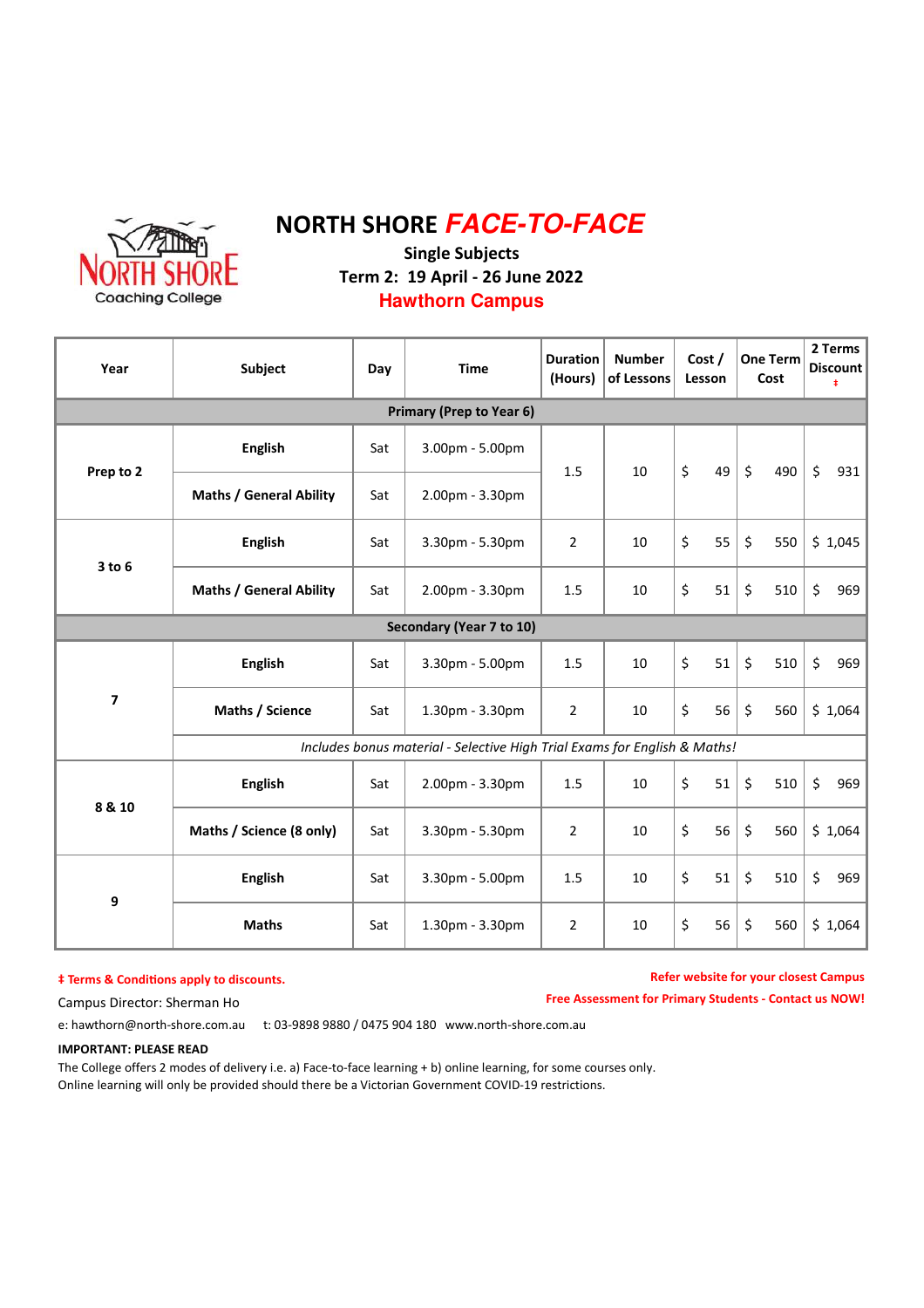# NORTH SHORE *FACE-TO-FACE*

**Single Subjects**

**Term 2: 19 April - 26 June 2022**

**Hawthorn Campus**

| Year | Subject | Day | Time | Duration (Hours) | Number of Lessons | Cost / Lesson | One Term Cost | 2 Terms Discount ‡ |
|---|---|---|---|---|---|---|---|---|
| **Primary (Prep to Year 6)** | | | | | | | | |
| Prep to 2 | English | Sat | 3.00pm - 5.00pm | 1.5 | 10 | $ 49 | $ 490 | $ 931 |
| | Maths / General Ability | Sat | 2.00pm - 3.30pm | | | | | |
| 3 to 6 | English | Sat | 3.30pm - 5.30pm | 2 | 10 | $ 55 | $ 550 | $ 1,045 |
| | Maths / General Ability | Sat | 2.00pm - 3.30pm | 1.5 | 10 | $ 51 | $ 510 | $ 969 |
| **Secondary (Year 7 to 10)** | | | | | | | | |
| 7 | English | Sat | 3.30pm - 5.00pm | 1.5 | 10 | $ 51 | $ 510 | $ 969 |
| | Maths / Science | Sat | 1.30pm - 3.30pm | 2 | 10 | $ 56 | $ 560 | $ 1,064 |
| | *Includes bonus material - Selective High Trial Exams for English & Maths!* | | | | | | | |
| 8 & 10 | English | Sat | 2.00pm - 3.30pm | 1.5 | 10 | $ 51 | $ 510 | $ 969 |
| | Maths / Science (8 only) | Sat | 3.30pm - 5.30pm | 2 | 10 | $ 56 | $ 560 | $ 1,064 |
| 9 | English | Sat | 3.30pm - 5.00pm | 1.5 | 10 | $ 51 | $ 510 | $ 969 |
| | Maths | Sat | 1.30pm - 3.30pm | 2 | 10 | $ 56 | $ 560 | $ 1,064 |

**‡ Terms & Conditions apply to discounts.**

**Refer website for your closest Campus**

**Free Assessment for Primary Students - Contact us NOW!**

Campus Director: Sherman Ho

e: hawthorn@north-shore.com.au t: 03-9898 9880 / 0475 904 180 www.north-shore.com.au

**IMPORTANT: PLEASE READ**

The College offers 2 modes of delivery i.e. a) Face-to-face learning + b) online learning, for some courses only.
Online learning will only be provided should there be a Victorian Government COVID-19 restrictions.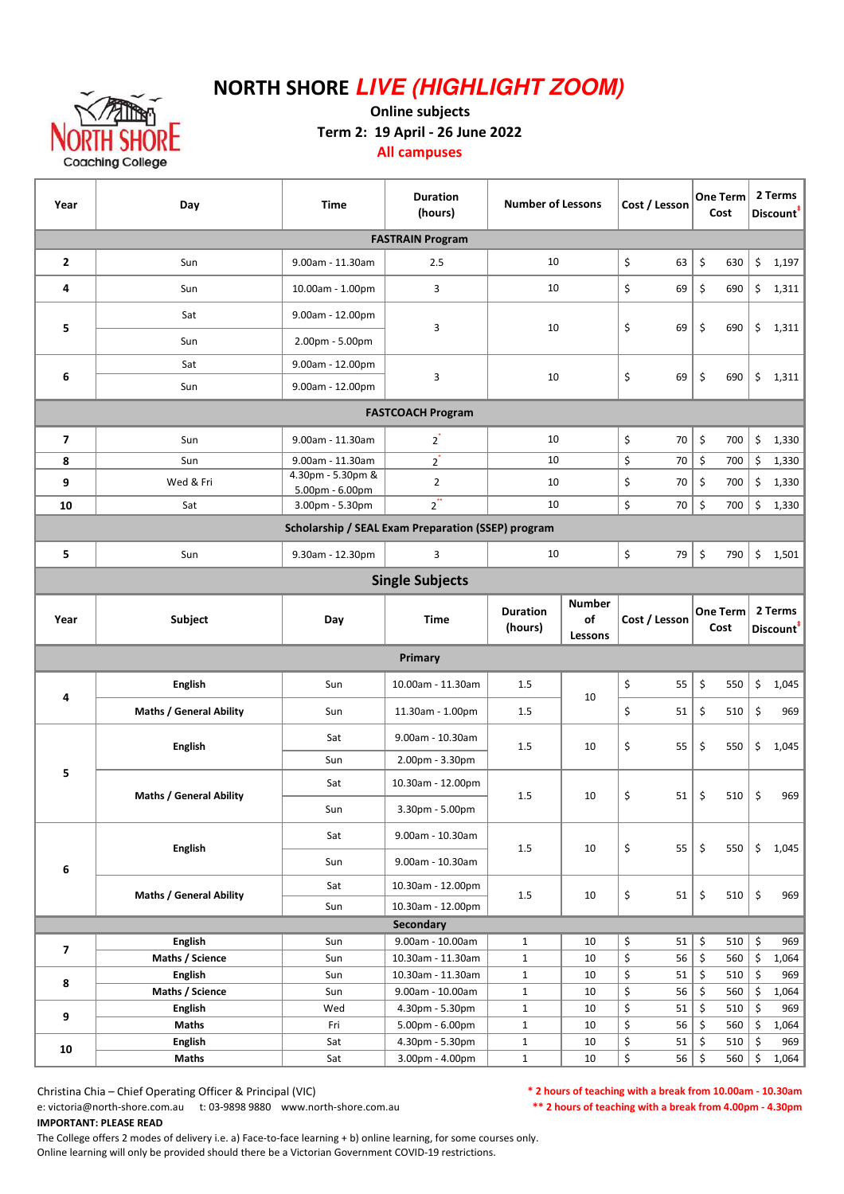# NORTH SHORE *LIVE (HIGHLIGHT ZOOM)*

**Online subjects**

**Term 2: 19 April - 26 June 2022**

**All campuses**

| Year | Day | Time | Duration (hours) | Number of Lessons | Cost / Lesson | One Term Cost | 2 Terms Discount‡ |
|---|---|---|---|---|---|---|---|
| **FASTRAIN Program** | | | | | | | |
| **2** | Sun | 9.00am - 11.30am | 2.5 | 10 | $ 63 | $ 630 | $ 1,197 |
| **4** | Sun | 10.00am - 1.00pm | 3 | 10 | $ 69 | $ 690 | $ 1,311 |
| **5** | Sat | 9.00am - 12.00pm | 3 | 10 | $ 69 | $ 690 | $ 1,311 |
| | Sun | 2.00pm - 5.00pm | | | | | |
| **6** | Sat | 9.00am - 12.00pm | 3 | 10 | $ 69 | $ 690 | $ 1,311 |
| | Sun | 9.00am - 12.00pm | | | | | |
| **FASTCOACH Program** | | | | | | | |
| **7** | Sun | 9.00am - 11.30am | 2* | 10 | $ 70 | $ 700 | $ 1,330 |
| **8** | Sun | 9.00am - 11.30am | 2* | 10 | $ 70 | $ 700 | $ 1,330 |
| **9** | Wed & Fri | 4.30pm - 5.30pm & 5.00pm - 6.00pm | 2 | 10 | $ 70 | $ 700 | $ 1,330 |
| **10** | Sat | 3.00pm - 5.30pm | 2** | 10 | $ 70 | $ 700 | $ 1,330 |
| **Scholarship / SEAL Exam Preparation (SSEP) program** | | | | | | | |
| **5** | Sun | 9.30am - 12.30pm | 3 | 10 | $ 79 | $ 790 | $ 1,501 |

## Single Subjects

| Year | Subject | Day | Time | Duration (hours) | Number of Lessons | Cost / Lesson | One Term Cost | 2 Terms Discount‡ |
|---|---|---|---|---|---|---|---|---|
| **Primary** | | | | | | | | |
| **4** | **English** | Sun | 10.00am - 11.30am | 1.5 | 10 | $ 55 | $ 550 | $ 1,045 |
| | **Maths / General Ability** | Sun | 11.30am - 1.00pm | 1.5 | | $ 51 | $ 510 | $ 969 |
| **5** | **English** | Sat | 9.00am - 10.30am | 1.5 | 10 | $ 55 | $ 550 | $ 1,045 |
| | | Sun | 2.00pm - 3.30pm | | | | | |
| | **Maths / General Ability** | Sat | 10.30am - 12.00pm | 1.5 | 10 | $ 51 | $ 510 | $ 969 |
| | | Sun | 3.30pm - 5.00pm | | | | | |
| **6** | **English** | Sat | 9.00am - 10.30am | 1.5 | 10 | $ 55 | $ 550 | $ 1,045 |
| | | Sun | 9.00am - 10.30am | | | | | |
| | **Maths / General Ability** | Sat | 10.30am - 12.00pm | 1.5 | 10 | $ 51 | $ 510 | $ 969 |
| | | Sun | 10.30am - 12.00pm | | | | | |
| **Secondary** | | | | | | | | |
| **7** | **English** | Sun | 9.00am - 10.00am | 1 | 10 | $ 51 | $ 510 | $ 969 |
| | **Maths / Science** | Sun | 10.30am - 11.30am | 1 | 10 | $ 56 | $ 560 | $ 1,064 |
| **8** | **English** | Sun | 10.30am - 11.30am | 1 | 10 | $ 51 | $ 510 | $ 969 |
| | **Maths / Science** | Sun | 9.00am - 10.00am | 1 | 10 | $ 56 | $ 560 | $ 1,064 |
| **9** | **English** | Wed | 4.30pm - 5.30pm | 1 | 10 | $ 51 | $ 510 | $ 969 |
| | **Maths** | Fri | 5.00pm - 6.00pm | 1 | 10 | $ 56 | $ 560 | $ 1,064 |
| **10** | **English** | Sat | 4.30pm - 5.30pm | 1 | 10 | $ 51 | $ 510 | $ 969 |
| | **Maths** | Sat | 3.00pm - 4.00pm | 1 | 10 | $ 56 | $ 560 | $ 1,064 |

Christina Chia – Chief Operating Officer & Principal (VIC)

e: victoria@north-shore.com.au t: 03-9898 9880 www.north-shore.com.au

**\* 2 hours of teaching with a break from 10.00am - 10.30am**

**\*\* 2 hours of teaching with a break from 4.00pm - 4.30pm**

**IMPORTANT: PLEASE READ**

The College offers 2 modes of delivery i.e. a) Face-to-face learning + b) online learning, for some courses only.

Online learning will only be provided should there be a Victorian Government COVID-19 restrictions.